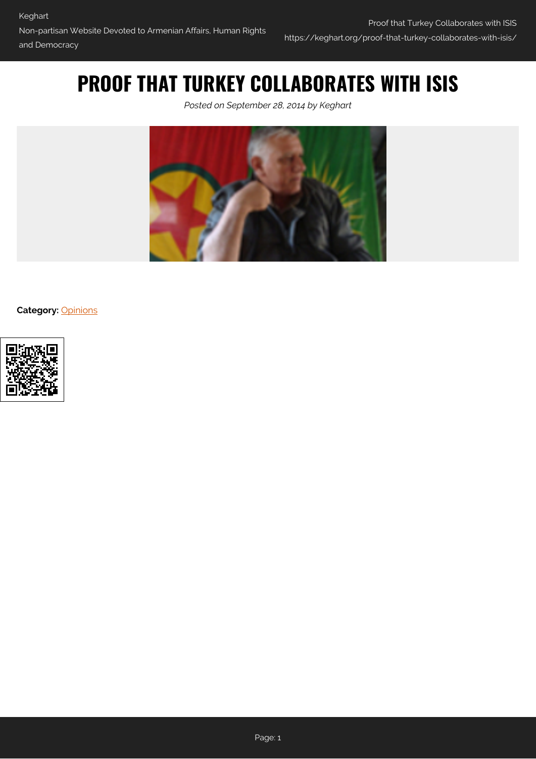# PROOF THAT TURKEY COLLABORATES WITH ISIS

*Posted on September 28, 2014 by Keghart*

**Category:** Opinions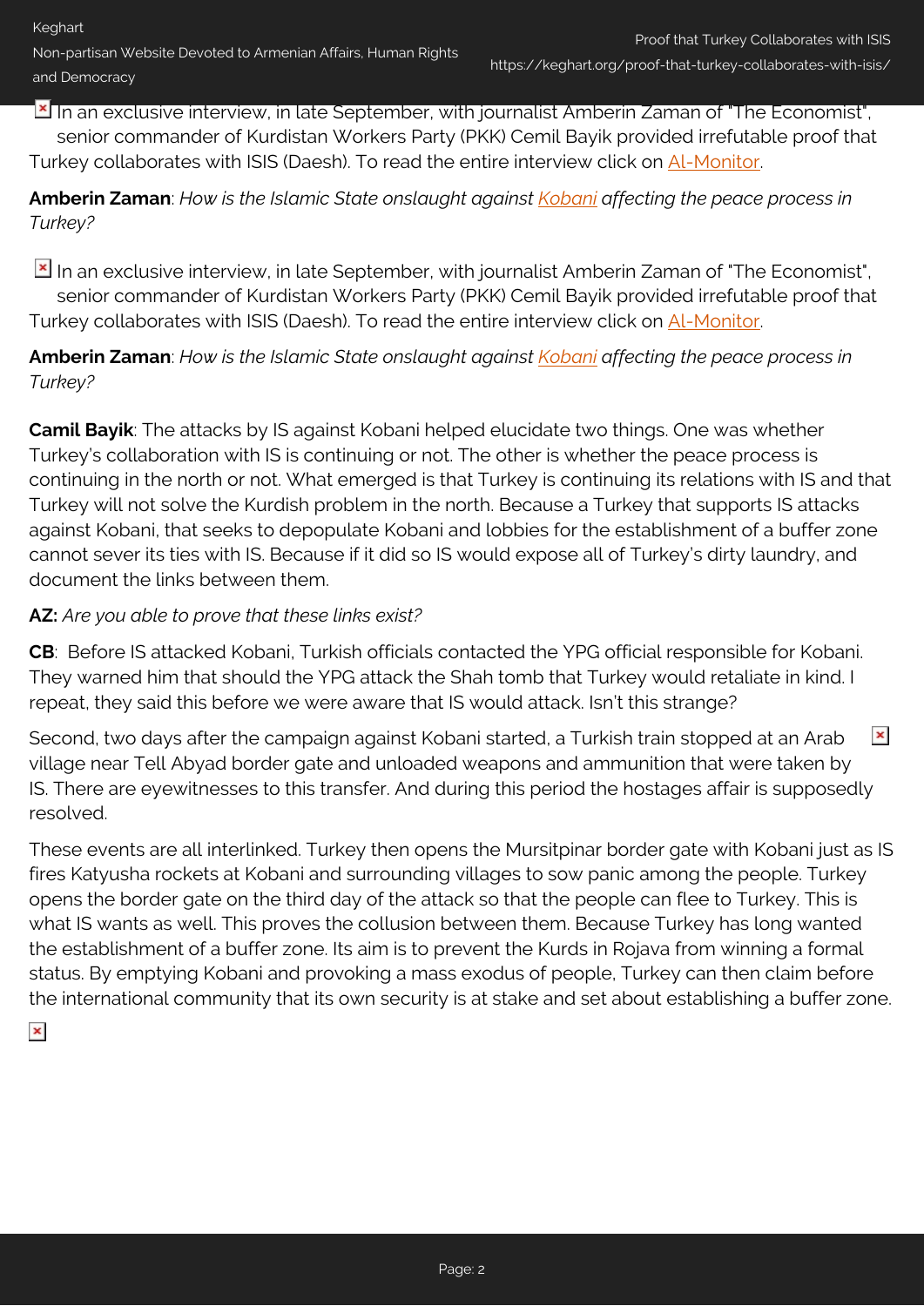In an exclusive interview, in late September, with journalist Amberin Zaman of "The Economist", senior commander of Kurdistan Workers Party (PKK) Cemil Bayik provided irrefutable proof that Turkey collaborates with ISIS (Daesh). To read the entire interview click on Al-Monitor.

**Amberin Zaman**: *How is the Islamic State onslaught against Kobani affecting the peace process in Turkey?*

In an exclusive interview, in late September, with journalist Amberin Zaman of "The Economist", senior commander of Kurdistan Workers Party (PKK) Cemil Bayik provided irrefutable proof that Turkey collaborates with ISIS (Daesh). To read the entire interview click on Al-Monitor.

**Amberin Zaman**: *How is the Islamic State onslaught against Kobani affecting the peace process in Turkey?*

**Camil Bayik**: The attacks by IS against Kobani helped elucidate two things. One was whether Turkey's collaboration with IS is continuing or not. The other is whether the peace process is continuing in the north or not. What emerged is that Turkey is continuing its relations with IS and that Turkey will not solve the Kurdish problem in the north. Because a Turkey that supports IS attacks against Kobani, that seeks to depopulate Kobani and lobbies for the establishment of a buffer zone cannot sever its ties with IS. Because if it did so IS would expose all of Turkey's dirty laundry, and document the links between them.

**AZ:** *Are you able to prove that these links exist?*

**CB**: Before IS attacked Kobani, Turkish officials contacted the YPG official responsible for Kobani. They warned him that should the YPG attack the Shah tomb that Turkey would retaliate in kind. I repeat, they said this before we were aware that IS would attack. Isn't this strange?

Second, two days after the campaign against Kobani started, a Turkish train stopped at an Arab village near Tell Abyad border gate and unloaded weapons and ammunition that were taken by IS. There are eyewitnesses to this transfer. And during this period the hostages affair is supposedly resolved.

These events are all interlinked. Turkey then opens the Mursitpinar border gate with Kobani just as IS fires Katyusha rockets at Kobani and surrounding villages to sow panic among the people. Turkey opens the border gate on the third day of the attack so that the people can flee to Turkey. This is what IS wants as well. This proves the collusion between them. Because Turkey has long wanted the establishment of a buffer zone. Its aim is to prevent the Kurds in Rojava from winning a formal status. By emptying Kobani and provoking a mass exodus of people, Turkey can then claim before the international community that its own security is at stake and set about establishing a buffer zone.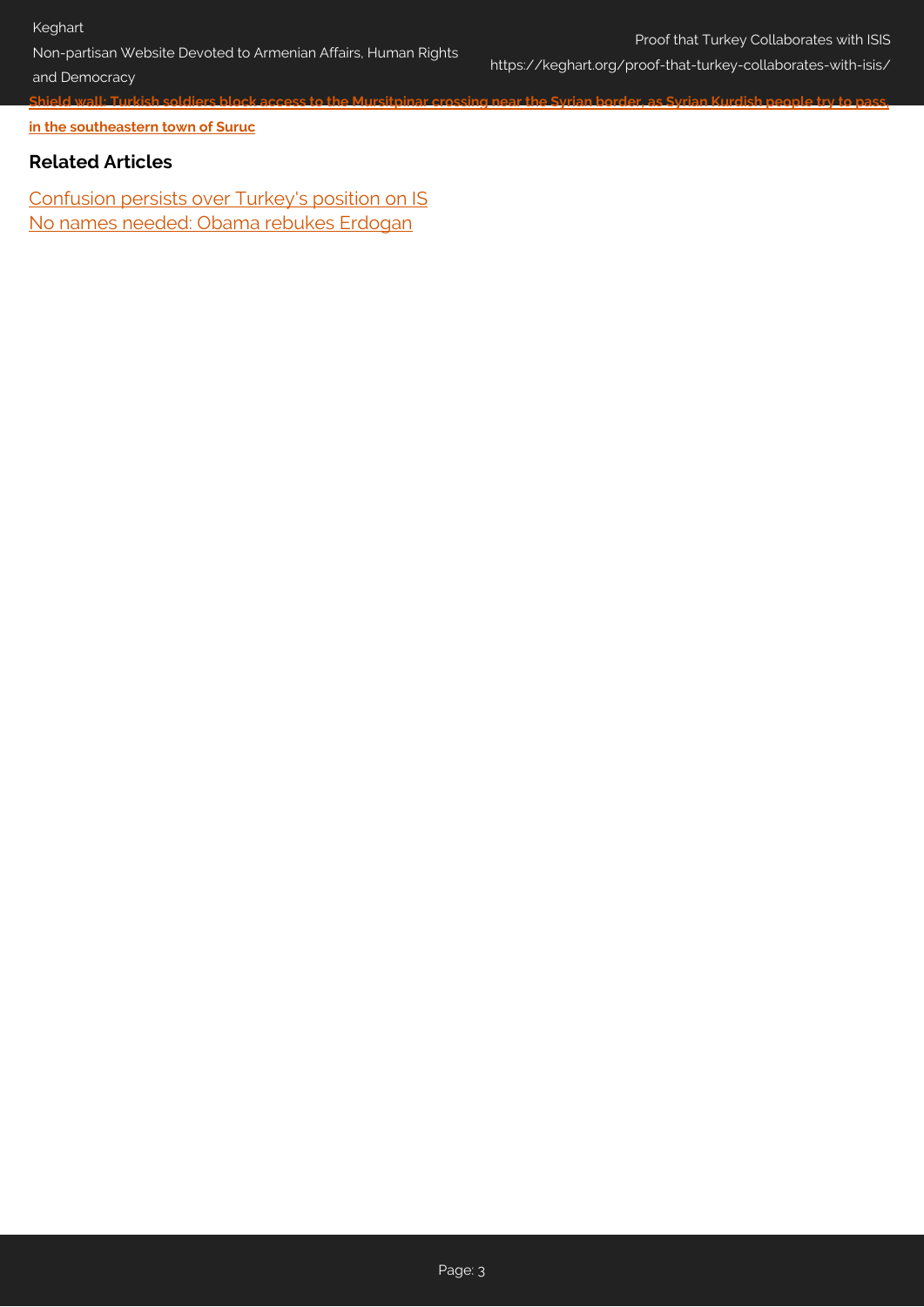**Shield wall: Turkish soldiers block access to the Mursitpinar crossing near the Syrian border, as Syrian Kurdish people try to pass in the southeastern town of Suruc**

### Related Articles

[Confusion persists over Turkey's position on IS]
[No names needed: Obama rebukes Erdogan]